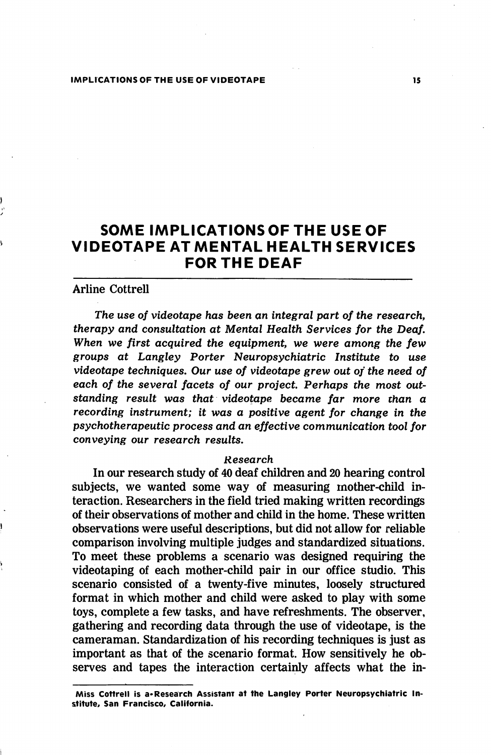# SOME IMPLICATIONS OF THE USE OF VIDEOTAPE AT MENTAL HEALTH SERVICES FOR THE DEAF

Arline Cottrell

*The use of videotape has been an integral part of the research, therapy and consultation at Mental Health Services for the Deaf. When we first acquired the equipment, we were among the few groups at Langley Porter Neuropsychiatric Institute to use videotape techniques. Our use of videotape grew out of the need of each of the several facets of our project. Perhaps the most outstanding result was that videotape became far more than a recording instrument; it was a positive agent for change in the psychotherapeutic process and an effective communication tool for conveying our research results.*

## *Research*

In our research study of 40 deaf children and 20 hearing control subjects, we wanted some way of measuring mother-child interaction. Researchers in the field tried making written recordings of their observations of mother and child in the home. These written observations were useful descriptions, but did not allow for reliable comparison involving multiple judges and standardized situations. To meet these problems a scenario was designed requiring the videotaping of each mother-child pair in our office studio. This scenario consisted of a twenty-five minutes, loosely structured format in which mother and child were asked to play with some toys, complete a few tasks, and have refreshments. The observer, gathering and recording data through the use of videotape, is the cameraman. Standardization of his recording techniques is just as important as that of the scenario format. How sensitively he observes and tapes the interaction certainly affects what the in-

---

Miss Cottrell is a Research Assistant at the Langley Porter Neuropsychiatric Institute, San Francisco, California.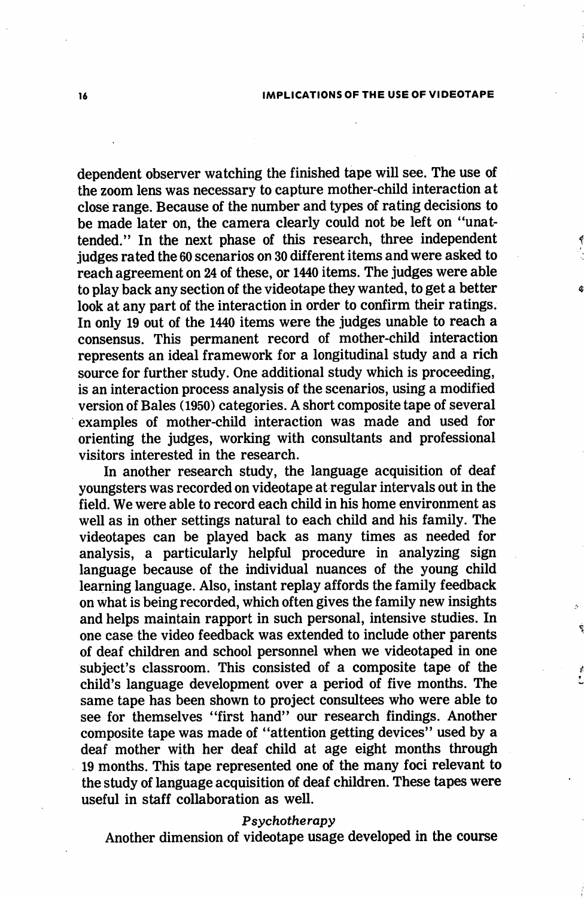dependent observer watching the finished tape will see. The use of the zoom lens was necessary to capture mother-child interaction at close range. Because of the number and types of rating decisions to be made later on, the camera clearly could not be left on "unattended." In the next phase of this research, three independent judges rated the 60 scenarios on 30 different items and were asked to reach agreement on 24 of these, or 1440 items. The judges were able to play back any section of the videotape they wanted, to get a better look at any part of the interaction in order to confirm their ratings. In only 19 out of the 1440 items were the judges unable to reach a consensus. This permanent record of mother-child interaction represents an ideal framework for a longitudinal study and a rich source for further study. One additional study which is proceeding, is an interaction process analysis of the scenarios, using a modified version of Bales (1950) categories. A short composite tape of several examples of mother-child interaction was made and used for orienting the judges, working with consultants and professional visitors interested in the research.

In another research study, the language acquisition of deaf youngsters was recorded on videotape at regular intervals out in the field. We were able to record each child in his home environment as well as in other settings natural to each child and his family. The videotapes can be played back as many times as needed for analysis, a particularly helpful procedure in analyzing sign language because of the individual nuances of the young child learning language. Also, instant replay affords the family feedback on what is being recorded, which often gives the family new insights and helps maintain rapport in such personal, intensive studies. In one case the video feedback was extended to include other parents of deaf children and school personnel when we videotaped in one subject's classroom. This consisted of a composite tape of the child's language development over a period of five months. The same tape has been shown to project consultees who were able to see for themselves "first hand" our research findings. Another composite tape was made of "attention getting devices" used by a deaf mother with her deaf child at age eight months through 19 months. This tape represented one of the many foci relevant to the study of language acquisition of deaf children. These tapes were useful in staff collaboration as well.

### *Psychotherapy*

Another dimension of videotape usage developed in the course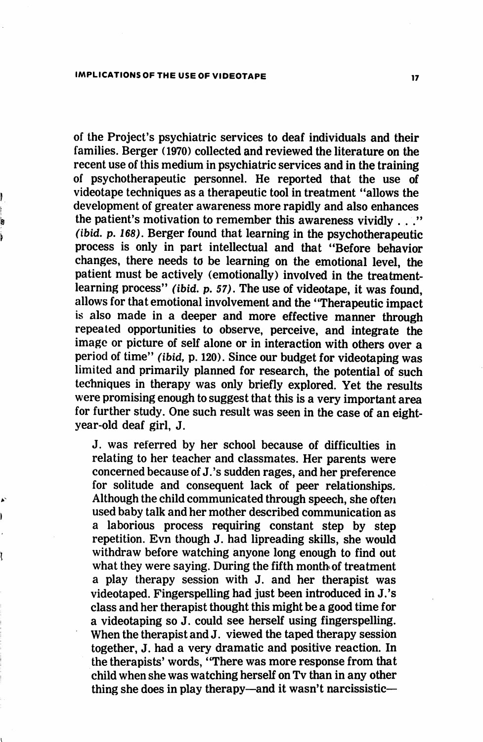of the Project's psychiatric services to deaf individuals and their families. Berger (1970) collected and reviewed the literature on the recent use of this medium in psychiatric services and in the training of psychotherapeutic personnel. He reported that the use of videotape techniques as a therapeutic tool in treatment "allows the development of greater awareness more rapidly and also enhances the patient's motivation to remember this awareness vividly . . ." *(ibid. p. 168)*. Berger found that learning in the psychotherapeutic process is only in part intellectual and that "Before behavior changes, there needs to be learning on the emotional level, the patient must be actively (emotionally) involved in the treatment-learning process" *(ibid. p. 57)*. The use of videotape, it was found, allows for that emotional involvement and the "Therapeutic impact is also made in a deeper and more effective manner through repeated opportunities to observe, perceive, and integrate the image or picture of self alone or in interaction with others over a period of time" *(ibid*, p. 120). Since our budget for videotaping was limited and primarily planned for research, the potential of such techniques in therapy was only briefly explored. Yet the results were promising enough to suggest that this is a very important area for further study. One such result was seen in the case of an eight-year-old deaf girl, J.

> J. was referred by her school because of difficulties in relating to her teacher and classmates. Her parents were concerned because of J.'s sudden rages, and her preference for solitude and consequent lack of peer relationships. Although the child communicated through speech, she often used baby talk and her mother described communication as a laborious process requiring constant step by step repetition. Evn though J. had lipreading skills, she would withdraw before watching anyone long enough to find out what they were saying. During the fifth month of treatment a play therapy session with J. and her therapist was videotaped. Fingerspelling had just been introduced in J.'s class and her therapist thought this might be a good time for a videotaping so J. could see herself using fingerspelling. When the therapist and J. viewed the taped therapy session together, J. had a very dramatic and positive reaction. In the therapists' words, "There was more response from that child when she was watching herself on Tv than in any other thing she does in play therapy—and it wasn't narcissistic—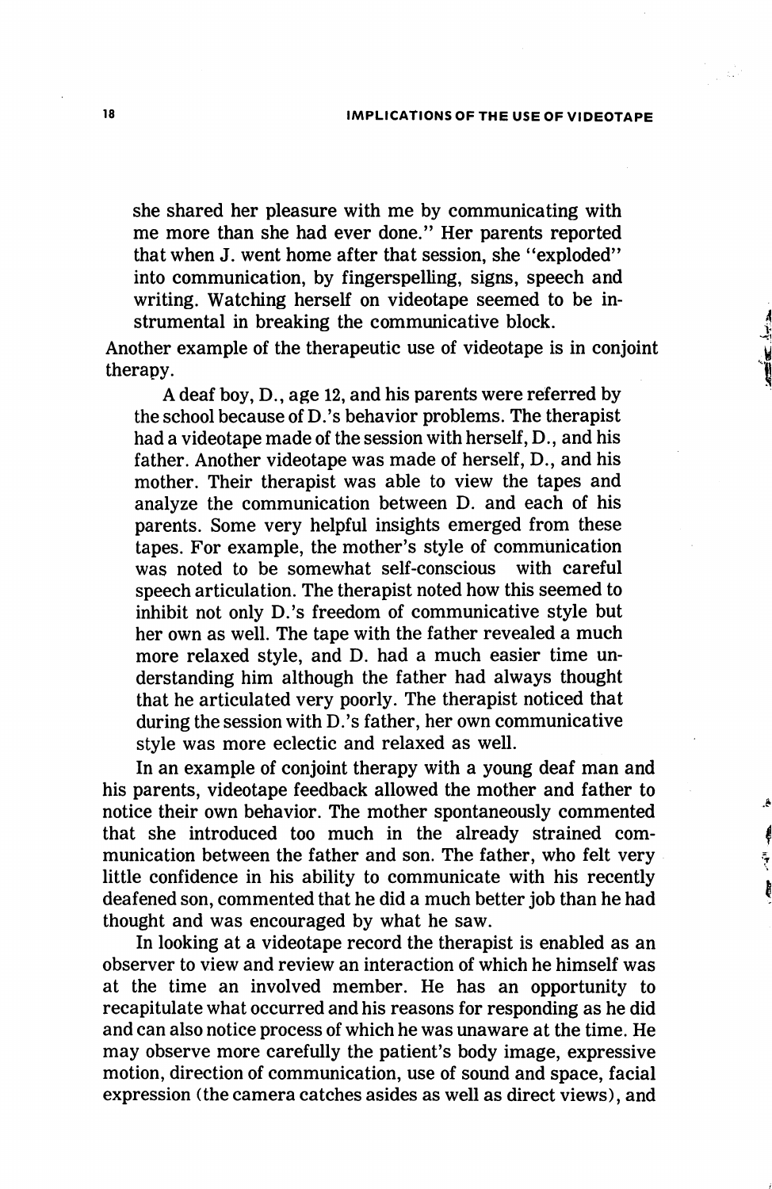> she shared her pleasure with me by communicating with me more than she had ever done." Her parents reported that when J. went home after that session, she "exploded" into communication, by fingerspelling, signs, speech and writing. Watching herself on videotape seemed to be instrumental in breaking the communicative block.

Another example of the therapeutic use of videotape is in conjoint therapy.

> A deaf boy, D., age 12, and his parents were referred by the school because of D.'s behavior problems. The therapist had a videotape made of the session with herself, D., and his father. Another videotape was made of herself, D., and his mother. Their therapist was able to view the tapes and analyze the communication between D. and each of his parents. Some very helpful insights emerged from these tapes. For example, the mother's style of communication was noted to be somewhat self-conscious with careful speech articulation. The therapist noted how this seemed to inhibit not only D.'s freedom of communicative style but her own as well. The tape with the father revealed a much more relaxed style, and D. had a much easier time understanding him although the father had always thought that he articulated very poorly. The therapist noticed that during the session with D.'s father, her own communicative style was more eclectic and relaxed as well.

In an example of conjoint therapy with a young deaf man and his parents, videotape feedback allowed the mother and father to notice their own behavior. The mother spontaneously commented that she introduced too much in the already strained communication between the father and son. The father, who felt very little confidence in his ability to communicate with his recently deafened son, commented that he did a much better job than he had thought and was encouraged by what he saw.

In looking at a videotape record the therapist is enabled as an observer to view and review an interaction of which he himself was at the time an involved member. He has an opportunity to recapitulate what occurred and his reasons for responding as he did and can also notice process of which he was unaware at the time. He may observe more carefully the patient's body image, expressive motion, direction of communication, use of sound and space, facial expression (the camera catches asides as well as direct views), and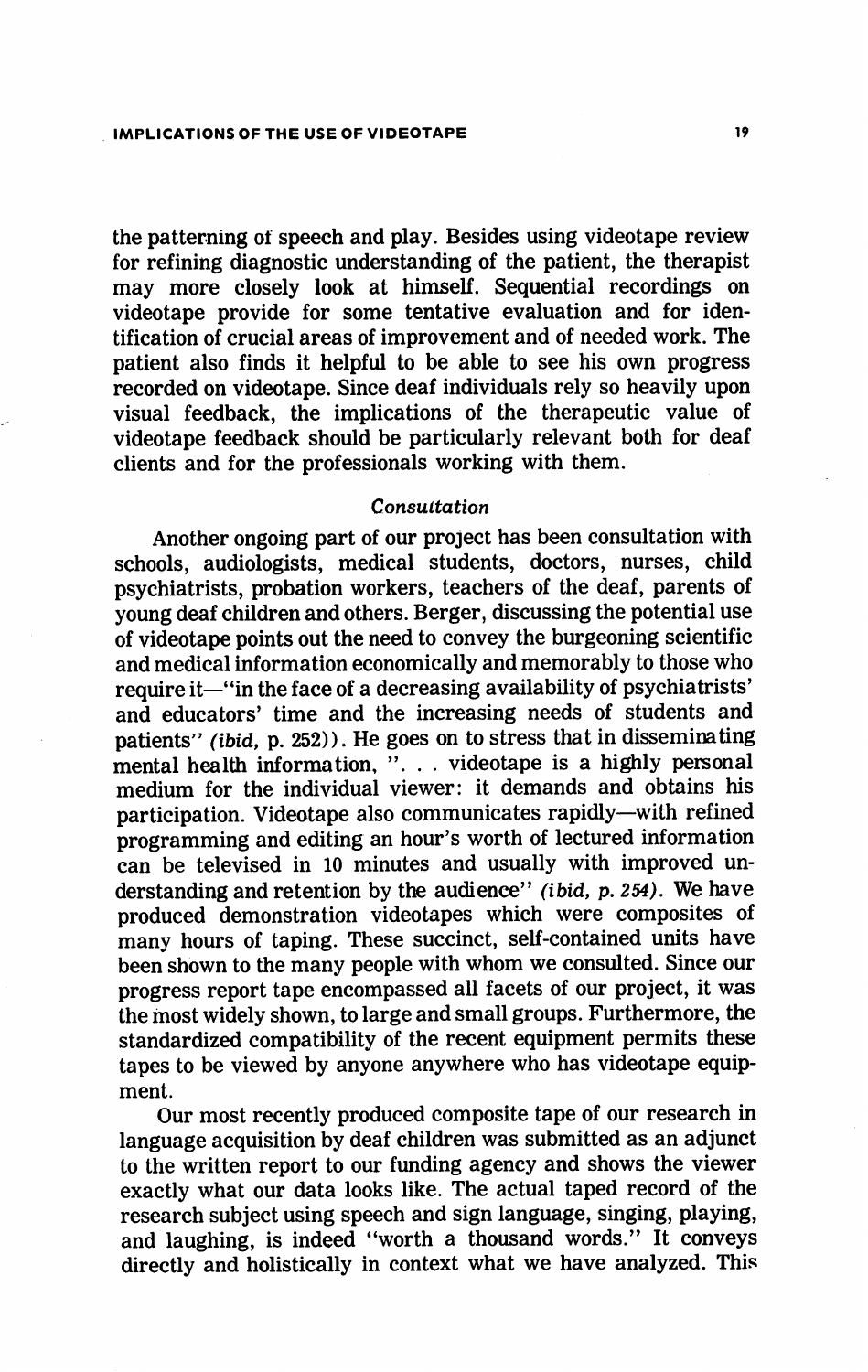the patterning of speech and play. Besides using videotape review for refining diagnostic understanding of the patient, the therapist may more closely look at himself. Sequential recordings on videotape provide for some tentative evaluation and for identification of crucial areas of improvement and of needed work. The patient also finds it helpful to be able to see his own progress recorded on videotape. Since deaf individuals rely so heavily upon visual feedback, the implications of the therapeutic value of videotape feedback should be particularly relevant both for deaf clients and for the professionals working with them.

### *Consultation*

Another ongoing part of our project has been consultation with schools, audiologists, medical students, doctors, nurses, child psychiatrists, probation workers, teachers of the deaf, parents of young deaf children and others. Berger, discussing the potential use of videotape points out the need to convey the burgeoning scientific and medical information economically and memorably to those who require it—"in the face of a decreasing availability of psychiatrists' and educators' time and the increasing needs of students and patients" (*ibid,* p. 252)). He goes on to stress that in disseminating mental health information, ". . . videotape is a highly personal medium for the individual viewer: it demands and obtains his participation. Videotape also communicates rapidly—with refined programming and editing an hour's worth of lectured information can be televised in 10 minutes and usually with improved understanding and retention by the audience" (*ibid, p. 254).* We have produced demonstration videotapes which were composites of many hours of taping. These succinct, self-contained units have been shown to the many people with whom we consulted. Since our progress report tape encompassed all facets of our project, it was the most widely shown, to large and small groups. Furthermore, the standardized compatibility of the recent equipment permits these tapes to be viewed by anyone anywhere who has videotape equipment.

Our most recently produced composite tape of our research in language acquisition by deaf children was submitted as an adjunct to the written report to our funding agency and shows the viewer exactly what our data looks like. The actual taped record of the research subject using speech and sign language, singing, playing, and laughing, is indeed "worth a thousand words." It conveys directly and holistically in context what we have analyzed. This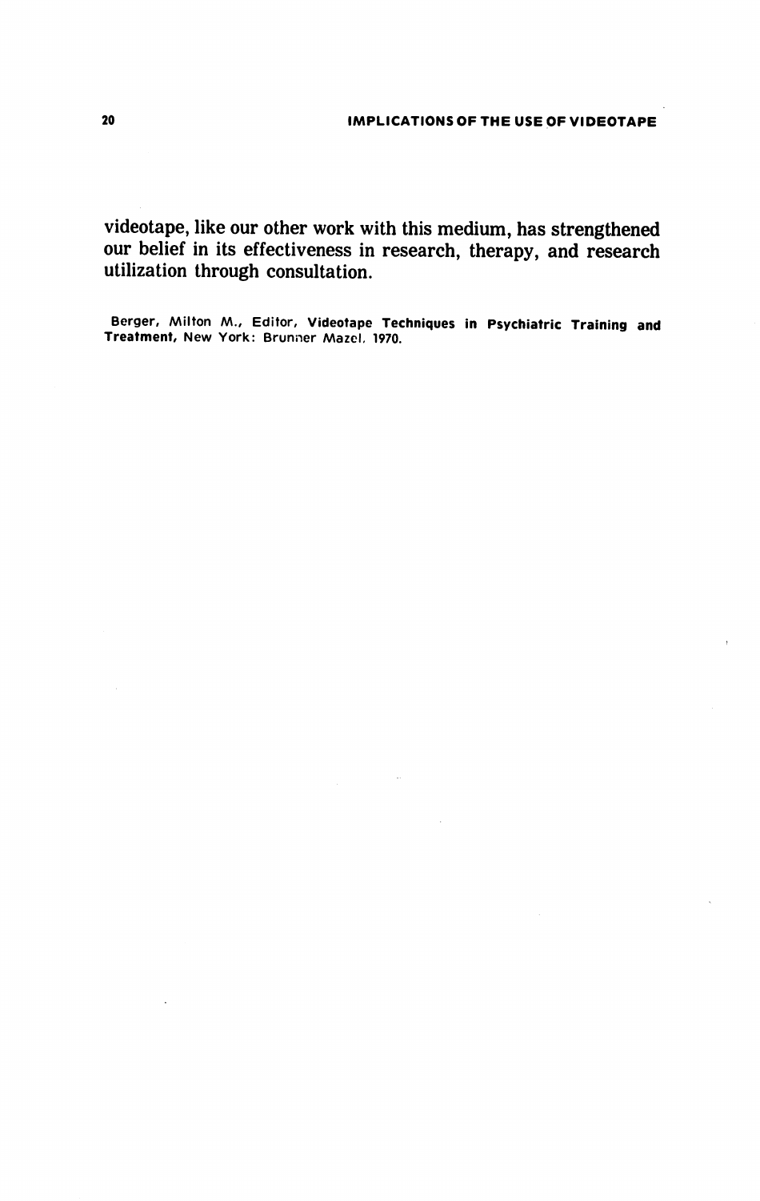videotape, like our other work with this medium, has strengthened our belief in its effectiveness in research, therapy, and research utilization through consultation.

Berger, Milton M., Editor, **Videotape Techniques in Psychiatric Training and Treatment**, New York: Brunner Mazel, 1970.